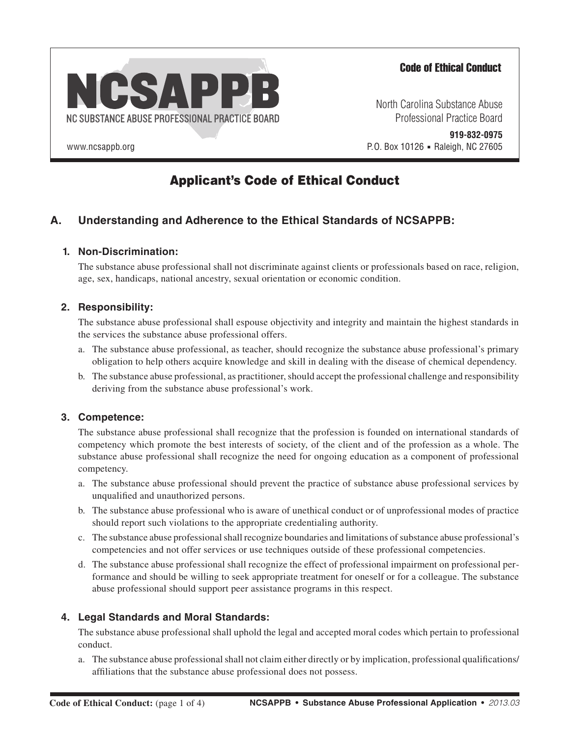NCSAPPB

NC SUBSTANCE ABUSE PROFESSIONAL PRACTICE BOARD

www.ncsappb.org

**Code of Ethical Conduct**

North Carolina Substance Abuse Professional Practice Board

**919-832-0975**

P.O. Box 10126 ▪ Raleigh, NC 27605

# Applicant's Code of Ethical Conduct

## A. Understanding and Adherence to the Ethical Standards of NCSAPPB:

### 1. Non-Discrimination:

The substance abuse professional shall not discriminate against clients or professionals based on race, religion, age, sex, handicaps, national ancestry, sexual orientation or economic condition.

### 2. Responsibility:

The substance abuse professional shall espouse objectivity and integrity and maintain the highest standards in the services the substance abuse professional offers.

a. The substance abuse professional, as teacher, should recognize the substance abuse professional's primary obligation to help others acquire knowledge and skill in dealing with the disease of chemical dependency.

b. The substance abuse professional, as practitioner, should accept the professional challenge and responsibility deriving from the substance abuse professional's work.

### 3. Competence:

The substance abuse professional shall recognize that the profession is founded on international standards of competency which promote the best interests of society, of the client and of the profession as a whole. The substance abuse professional shall recognize the need for ongoing education as a component of professional competency.

a. The substance abuse professional should prevent the practice of substance abuse professional services by unqualified and unauthorized persons.

b. The substance abuse professional who is aware of unethical conduct or of unprofessional modes of practice should report such violations to the appropriate credentialing authority.

c. The substance abuse professional shall recognize boundaries and limitations of substance abuse professional's competencies and not offer services or use techniques outside of these professional competencies.

d. The substance abuse professional shall recognize the effect of professional impairment on professional performance and should be willing to seek appropriate treatment for oneself or for a colleague. The substance abuse professional should support peer assistance programs in this respect.

### 4. Legal Standards and Moral Standards:

The substance abuse professional shall uphold the legal and accepted moral codes which pertain to professional conduct.

a. The substance abuse professional shall not claim either directly or by implication, professional qualifications/affiliations that the substance abuse professional does not possess.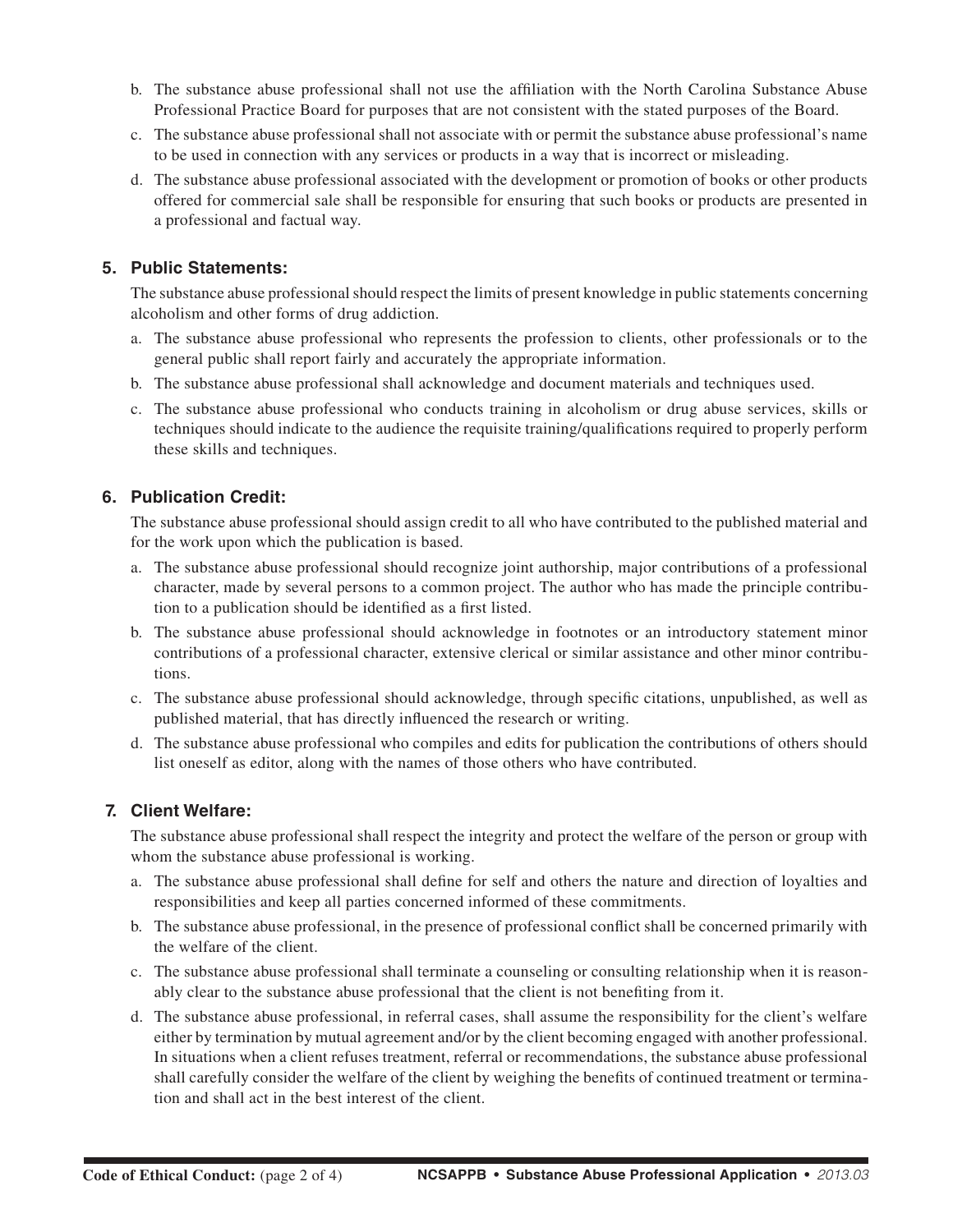b. The substance abuse professional shall not use the affiliation with the North Carolina Substance Abuse Professional Practice Board for purposes that are not consistent with the stated purposes of the Board.

c. The substance abuse professional shall not associate with or permit the substance abuse professional's name to be used in connection with any services or products in a way that is incorrect or misleading.

d. The substance abuse professional associated with the development or promotion of books or other products offered for commercial sale shall be responsible for ensuring that such books or products are presented in a professional and factual way.

### 5. Public Statements:

The substance abuse professional should respect the limits of present knowledge in public statements concerning alcoholism and other forms of drug addiction.

a. The substance abuse professional who represents the profession to clients, other professionals or to the general public shall report fairly and accurately the appropriate information.

b. The substance abuse professional shall acknowledge and document materials and techniques used.

c. The substance abuse professional who conducts training in alcoholism or drug abuse services, skills or techniques should indicate to the audience the requisite training/qualifications required to properly perform these skills and techniques.

### 6. Publication Credit:

The substance abuse professional should assign credit to all who have contributed to the published material and for the work upon which the publication is based.

a. The substance abuse professional should recognize joint authorship, major contributions of a professional character, made by several persons to a common project. The author who has made the principle contribution to a publication should be identified as a first listed.

b. The substance abuse professional should acknowledge in footnotes or an introductory statement minor contributions of a professional character, extensive clerical or similar assistance and other minor contributions.

c. The substance abuse professional should acknowledge, through specific citations, unpublished, as well as published material, that has directly influenced the research or writing.

d. The substance abuse professional who compiles and edits for publication the contributions of others should list oneself as editor, along with the names of those others who have contributed.

### 7. Client Welfare:

The substance abuse professional shall respect the integrity and protect the welfare of the person or group with whom the substance abuse professional is working.

a. The substance abuse professional shall define for self and others the nature and direction of loyalties and responsibilities and keep all parties concerned informed of these commitments.

b. The substance abuse professional, in the presence of professional conflict shall be concerned primarily with the welfare of the client.

c. The substance abuse professional shall terminate a counseling or consulting relationship when it is reasonably clear to the substance abuse professional that the client is not benefiting from it.

d. The substance abuse professional, in referral cases, shall assume the responsibility for the client's welfare either by termination by mutual agreement and/or by the client becoming engaged with another professional. In situations when a client refuses treatment, referral or recommendations, the substance abuse professional shall carefully consider the welfare of the client by weighing the benefits of continued treatment or termination and shall act in the best interest of the client.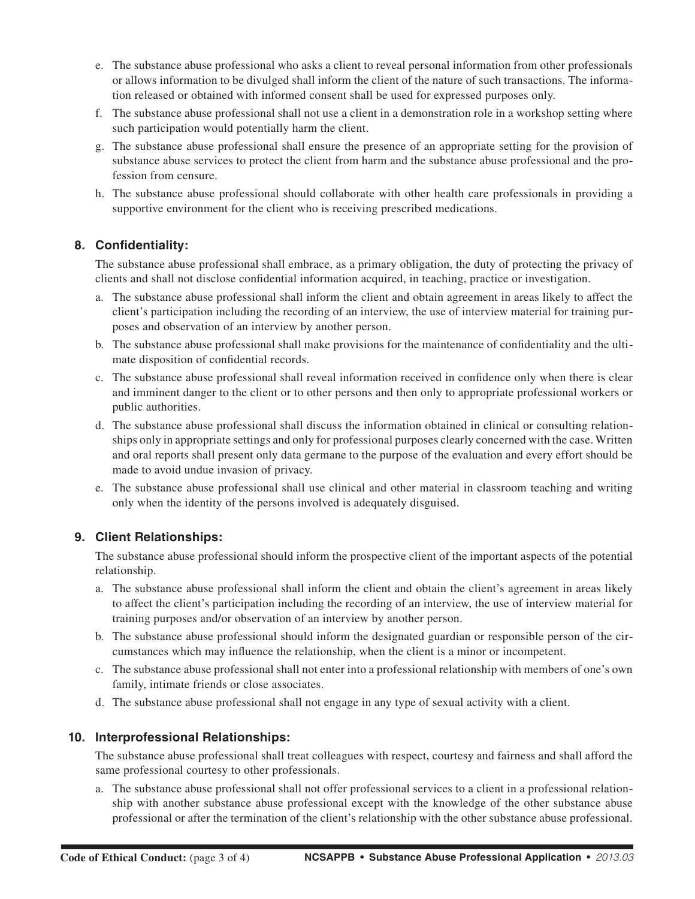e. The substance abuse professional who asks a client to reveal personal information from other professionals or allows information to be divulged shall inform the client of the nature of such transactions. The information released or obtained with informed consent shall be used for expressed purposes only.

f. The substance abuse professional shall not use a client in a demonstration role in a workshop setting where such participation would potentially harm the client.

g. The substance abuse professional shall ensure the presence of an appropriate setting for the provision of substance abuse services to protect the client from harm and the substance abuse professional and the profession from censure.

h. The substance abuse professional should collaborate with other health care professionals in providing a supportive environment for the client who is receiving prescribed medications.

## 8. Confidentiality:

The substance abuse professional shall embrace, as a primary obligation, the duty of protecting the privacy of clients and shall not disclose confidential information acquired, in teaching, practice or investigation.

a. The substance abuse professional shall inform the client and obtain agreement in areas likely to affect the client's participation including the recording of an interview, the use of interview material for training purposes and observation of an interview by another person.

b. The substance abuse professional shall make provisions for the maintenance of confidentiality and the ultimate disposition of confidential records.

c. The substance abuse professional shall reveal information received in confidence only when there is clear and imminent danger to the client or to other persons and then only to appropriate professional workers or public authorities.

d. The substance abuse professional shall discuss the information obtained in clinical or consulting relationships only in appropriate settings and only for professional purposes clearly concerned with the case. Written and oral reports shall present only data germane to the purpose of the evaluation and every effort should be made to avoid undue invasion of privacy.

e. The substance abuse professional shall use clinical and other material in classroom teaching and writing only when the identity of the persons involved is adequately disguised.

## 9. Client Relationships:

The substance abuse professional should inform the prospective client of the important aspects of the potential relationship.

a. The substance abuse professional shall inform the client and obtain the client's agreement in areas likely to affect the client's participation including the recording of an interview, the use of interview material for training purposes and/or observation of an interview by another person.

b. The substance abuse professional should inform the designated guardian or responsible person of the circumstances which may influence the relationship, when the client is a minor or incompetent.

c. The substance abuse professional shall not enter into a professional relationship with members of one's own family, intimate friends or close associates.

d. The substance abuse professional shall not engage in any type of sexual activity with a client.

## 10. Interprofessional Relationships:

The substance abuse professional shall treat colleagues with respect, courtesy and fairness and shall afford the same professional courtesy to other professionals.

a. The substance abuse professional shall not offer professional services to a client in a professional relationship with another substance abuse professional except with the knowledge of the other substance abuse professional or after the termination of the client's relationship with the other substance abuse professional.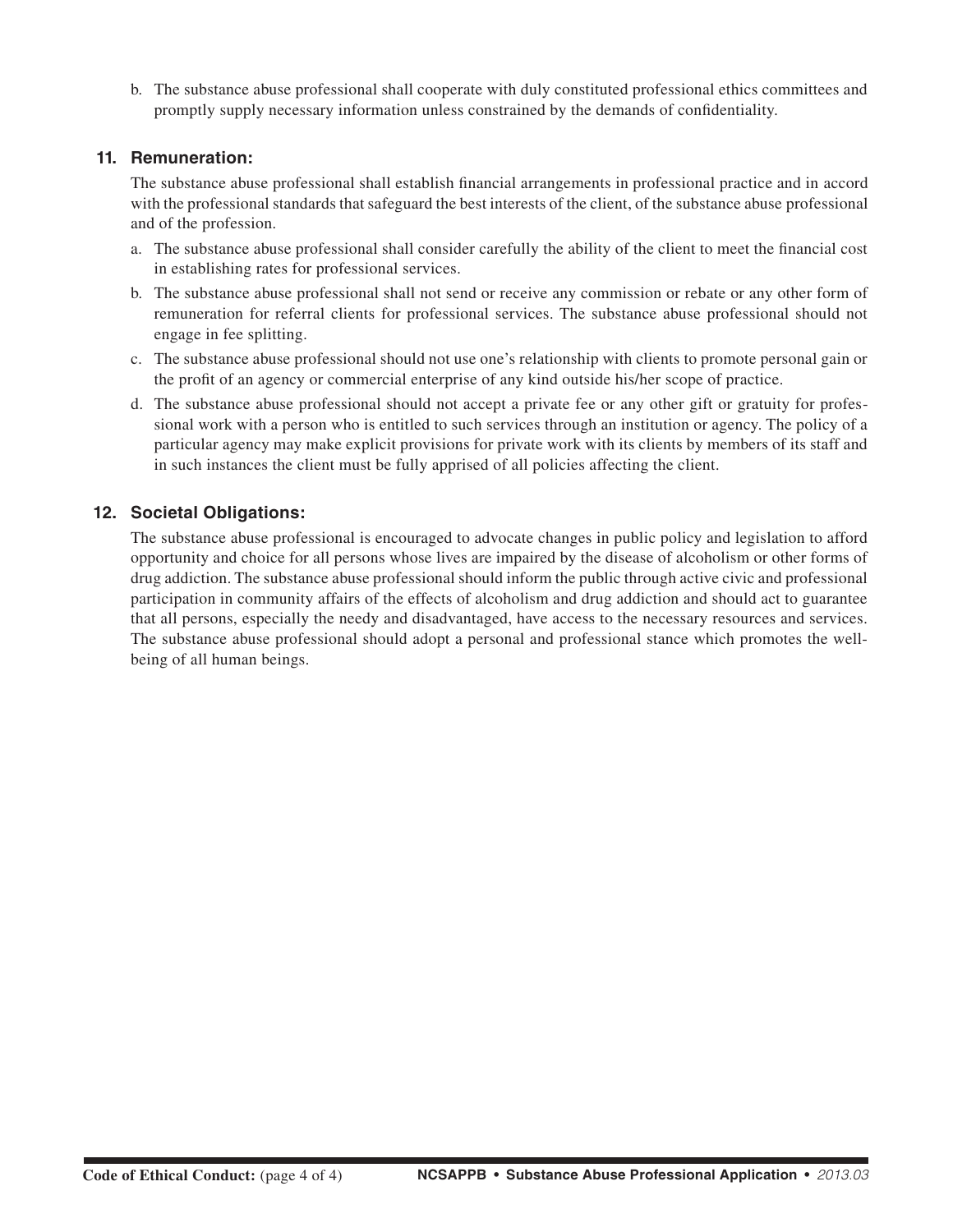b. The substance abuse professional shall cooperate with duly constituted professional ethics committees and promptly supply necessary information unless constrained by the demands of confidentiality.

### 11. Remuneration:

The substance abuse professional shall establish financial arrangements in professional practice and in accord with the professional standards that safeguard the best interests of the client, of the substance abuse professional and of the profession.

a. The substance abuse professional shall consider carefully the ability of the client to meet the financial cost in establishing rates for professional services.

b. The substance abuse professional shall not send or receive any commission or rebate or any other form of remuneration for referral clients for professional services. The substance abuse professional should not engage in fee splitting.

c. The substance abuse professional should not use one's relationship with clients to promote personal gain or the profit of an agency or commercial enterprise of any kind outside his/her scope of practice.

d. The substance abuse professional should not accept a private fee or any other gift or gratuity for professional work with a person who is entitled to such services through an institution or agency. The policy of a particular agency may make explicit provisions for private work with its clients by members of its staff and in such instances the client must be fully apprised of all policies affecting the client.

### 12. Societal Obligations:

The substance abuse professional is encouraged to advocate changes in public policy and legislation to afford opportunity and choice for all persons whose lives are impaired by the disease of alcoholism or other forms of drug addiction. The substance abuse professional should inform the public through active civic and professional participation in community affairs of the effects of alcoholism and drug addiction and should act to guarantee that all persons, especially the needy and disadvantaged, have access to the necessary resources and services. The substance abuse professional should adopt a personal and professional stance which promotes the well-being of all human beings.